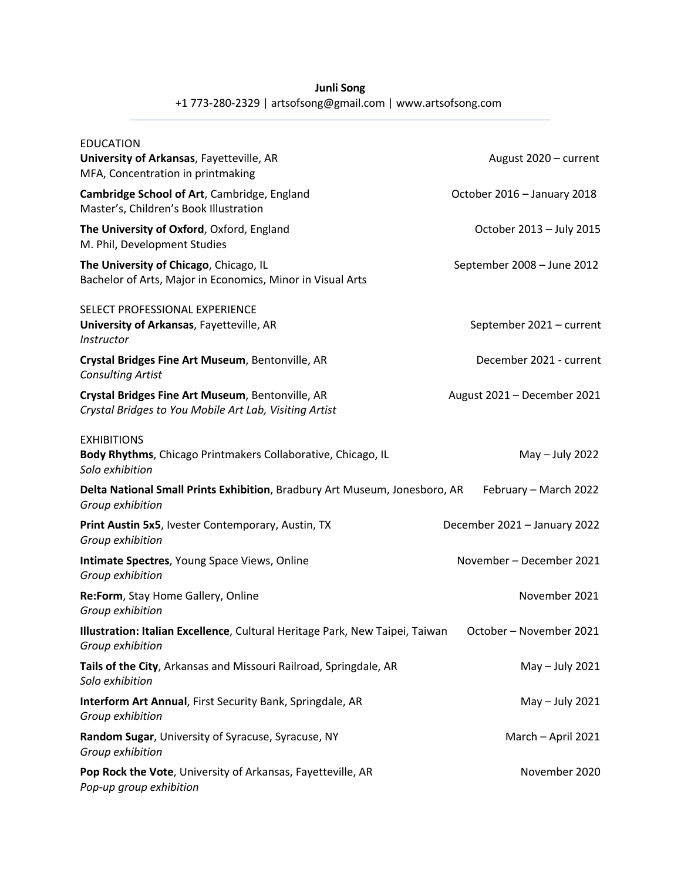# Junli Song

+1 773-280-2329 | artsofsong@gmail.com | www.artsofsong.com

## EDUCATION

**University of Arkansas**, Fayetteville, AR — August 2020 – current
MFA, Concentration in printmaking

**Cambridge School of Art**, Cambridge, England — October 2016 – January 2018
Master's, Children's Book Illustration

**The University of Oxford**, Oxford, England — October 2013 – July 2015
M. Phil, Development Studies

**The University of Chicago**, Chicago, IL — September 2008 – June 2012
Bachelor of Arts, Major in Economics, Minor in Visual Arts

## SELECT PROFESSIONAL EXPERIENCE

**University of Arkansas**, Fayetteville, AR — September 2021 – current
*Instructor*

**Crystal Bridges Fine Art Museum**, Bentonville, AR — December 2021 - current
*Consulting Artist*

**Crystal Bridges Fine Art Museum**, Bentonville, AR — August 2021 – December 2021
*Crystal Bridges to You Mobile Art Lab, Visiting Artist*

## EXHIBITIONS

**Body Rhythms**, Chicago Printmakers Collaborative, Chicago, IL — May – July 2022
*Solo exhibition*

**Delta National Small Prints Exhibition**, Bradbury Art Museum, Jonesboro, AR — February – March 2022
*Group exhibition*

**Print Austin 5x5**, Ivester Contemporary, Austin, TX — December 2021 – January 2022
*Group exhibition*

**Intimate Spectres**, Young Space Views, Online — November – December 2021
*Group exhibition*

**Re:Form**, Stay Home Gallery, Online — November 2021
*Group exhibition*

**Illustration: Italian Excellence**, Cultural Heritage Park, New Taipei, Taiwan — October – November 2021
*Group exhibition*

**Tails of the City**, Arkansas and Missouri Railroad, Springdale, AR — May – July 2021
*Solo exhibition*

**Interform Art Annual**, First Security Bank, Springdale, AR — May – July 2021
*Group exhibition*

**Random Sugar**, University of Syracuse, Syracuse, NY — March – April 2021
*Group exhibition*

**Pop Rock the Vote**, University of Arkansas, Fayetteville, AR — November 2020
*Pop-up group exhibition*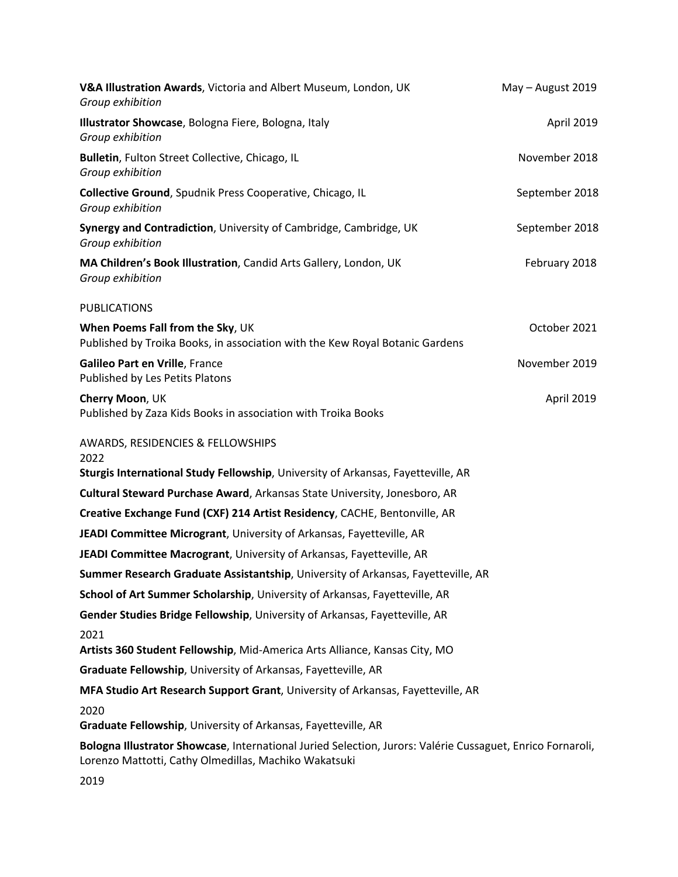**V&A Illustration Awards**, Victoria and Albert Museum, London, UK — May – August 2019
*Group exhibition*

**Illustrator Showcase**, Bologna Fiere, Bologna, Italy — April 2019
*Group exhibition*

**Bulletin**, Fulton Street Collective, Chicago, IL — November 2018
*Group exhibition*

**Collective Ground**, Spudnik Press Cooperative, Chicago, IL — September 2018
*Group exhibition*

**Synergy and Contradiction**, University of Cambridge, Cambridge, UK — September 2018
*Group exhibition*

**MA Children's Book Illustration**, Candid Arts Gallery, London, UK — February 2018
*Group exhibition*

## PUBLICATIONS

**When Poems Fall from the Sky**, UK — October 2021
Published by Troika Books, in association with the Kew Royal Botanic Gardens

**Galileo Part en Vrille**, France — November 2019
Published by Les Petits Platons

**Cherry Moon**, UK — April 2019
Published by Zaza Kids Books in association with Troika Books

## AWARDS, RESIDENCIES & FELLOWSHIPS

2022

**Sturgis International Study Fellowship**, University of Arkansas, Fayetteville, AR

**Cultural Steward Purchase Award**, Arkansas State University, Jonesboro, AR

**Creative Exchange Fund (CXF) 214 Artist Residency**, CACHE, Bentonville, AR

**JEADI Committee Micrognt**, University of Arkansas, Fayetteville, AR

**JEADI Committee Macrogrant**, University of Arkansas, Fayetteville, AR

**Summer Research Graduate Assistantship**, University of Arkansas, Fayetteville, AR

**School of Art Summer Scholarship**, University of Arkansas, Fayetteville, AR

**Gender Studies Bridge Fellowship**, University of Arkansas, Fayetteville, AR

2021

**Artists 360 Student Fellowship**, Mid-America Arts Alliance, Kansas City, MO

**Graduate Fellowship**, University of Arkansas, Fayetteville, AR

**MFA Studio Art Research Support Grant**, University of Arkansas, Fayetteville, AR

2020

**Graduate Fellowship**, University of Arkansas, Fayetteville, AR

**Bologna Illustrator Showcase**, International Juried Selection, Jurors: Valérie Cussaguet, Enrico Fornaroli, Lorenzo Mattotti, Cathy Olmedillas, Machiko Wakatsuki

2019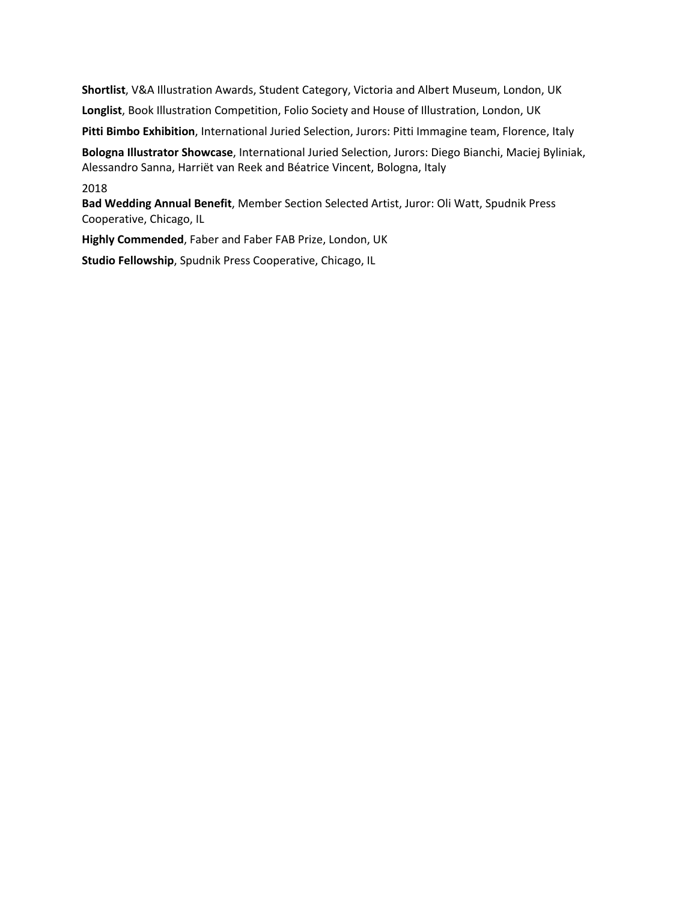**Shortlist**, V&A Illustration Awards, Student Category, Victoria and Albert Museum, London, UK

**Longlist**, Book Illustration Competition, Folio Society and House of Illustration, London, UK

**Pitti Bimbo Exhibition**, International Juried Selection, Jurors: Pitti Immagine team, Florence, Italy

**Bologna Illustrator Showcase**, International Juried Selection, Jurors: Diego Bianchi, Maciej Byliniak, Alessandro Sanna, Harriët van Reek and Béatrice Vincent, Bologna, Italy

2018

**Bad Wedding Annual Benefit**, Member Section Selected Artist, Juror: Oli Watt, Spudnik Press Cooperative, Chicago, IL

**Highly Commended**, Faber and Faber FAB Prize, London, UK

**Studio Fellowship**, Spudnik Press Cooperative, Chicago, IL